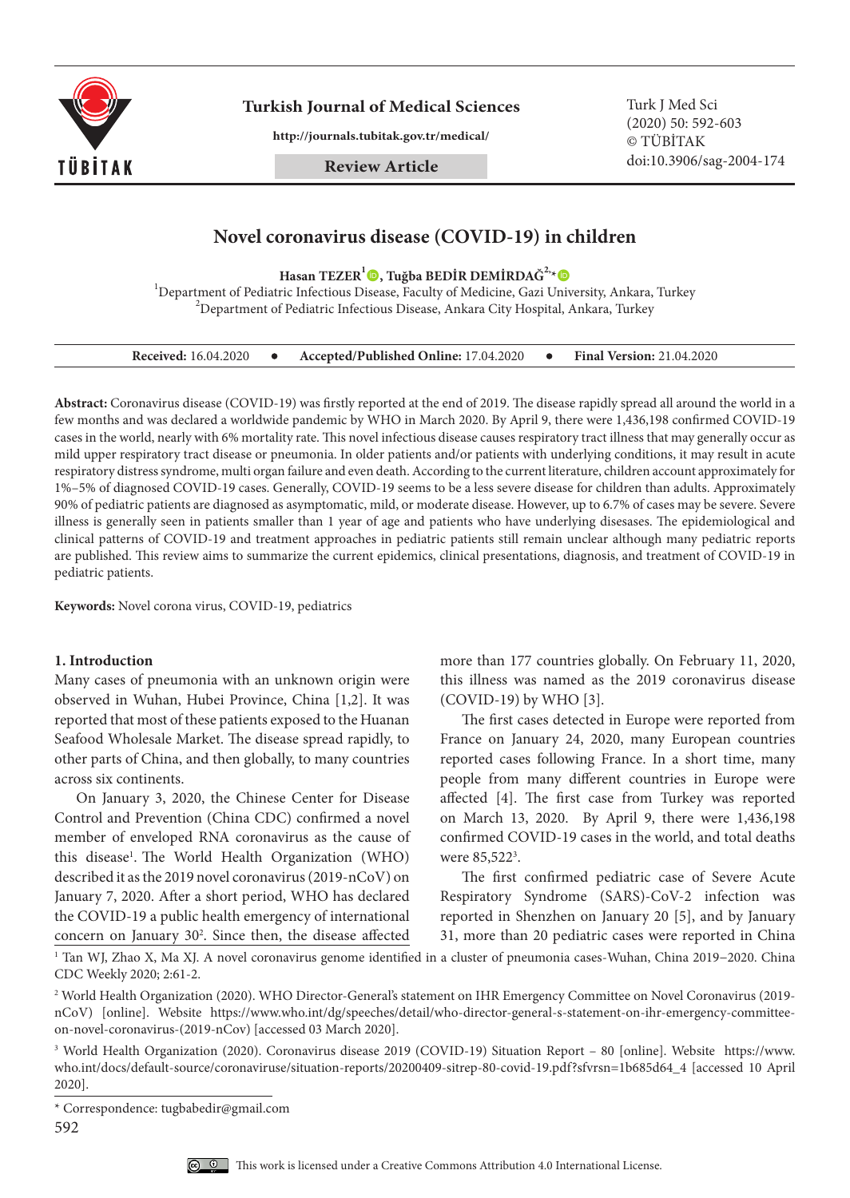# Novel coronavirus disease (COVID-19) in children

**Hasan TEZER[1], Tuğba BEDİR DEMİRDAĞ[2,*]**

[1]Department of Pediatric Infectious Disease, Faculty of Medicine, Gazi University, Ankara, Turkey
[2]Department of Pediatric Infectious Disease, Ankara City Hospital, Ankara, Turkey

**Received:** 16.04.2020 • **Accepted/Published Online:** 17.04.2020 • **Final Version:** 21.04.2020

**Abstract:** Coronavirus disease (COVID-19) was firstly reported at the end of 2019. The disease rapidly spread all around the world in a few months and was declared a worldwide pandemic by WHO in March 2020. By April 9, there were 1,436,198 confirmed COVID-19 cases in the world, nearly with 6% mortality rate. This novel infectious disease causes respiratory tract illness that may generally occur as mild upper respiratory tract disease or pneumonia. In older patients and/or patients with underlying conditions, it may result in acute respiratory distress syndrome, multi organ failure and even death. According to the current literature, children account approximately for 1%–5% of diagnosed COVID-19 cases. Generally, COVID-19 seems to be a less severe disease for children than adults. Approximately 90% of pediatric patients are diagnosed as asymptomatic, mild, or moderate disease. However, up to 6.7% of cases may be severe. Severe illness is generally seen in patients smaller than 1 year of age and patients who have underlying disesases. The epidemiological and clinical patterns of COVID-19 and treatment approaches in pediatric patients still remain unclear although many pediatric reports are published. This review aims to summarize the current epidemics, clinical presentations, diagnosis, and treatment of COVID-19 in pediatric patients.

**Keywords:** Novel corona virus, COVID-19, pediatrics

## 1. Introduction

Many cases of pneumonia with an unknown origin were observed in Wuhan, Hubei Province, China [1,2]. It was reported that most of these patients exposed to the Huanan Seafood Wholesale Market. The disease spread rapidly, to other parts of China, and then globally, to many countries across six continents.

On January 3, 2020, the Chinese Center for Disease Control and Prevention (China CDC) confirmed a novel member of enveloped RNA coronavirus as the cause of this disease[1]. The World Health Organization (WHO) described it as the 2019 novel coronavirus (2019-nCoV) on January 7, 2020. After a short period, WHO has declared the COVID-19 a public health emergency of international concern on January 30[2]. Since then, the disease affected more than 177 countries globally. On February 11, 2020, this illness was named as the 2019 coronavirus disease (COVID-19) by WHO [3].

The first cases detected in Europe were reported from France on January 24, 2020, many European countries reported cases following France. In a short time, many people from many different countries in Europe were affected [4]. The first case from Turkey was reported on March 13, 2020. By April 9, there were 1,436,198 confirmed COVID-19 cases in the world, and total deaths were 85,522[3].

The first confirmed pediatric case of Severe Acute Respiratory Syndrome (SARS)-CoV-2 infection was reported in Shenzhen on January 20 [5], and by January 31, more than 20 pediatric cases were reported in China

[1] Tan WJ, Zhao X, Ma XJ. A novel coronavirus genome identified in a cluster of pneumonia cases-Wuhan, China 2019−2020. China CDC Weekly 2020; 2:61-2.

[2] World Health Organization (2020). WHO Director-General's statement on IHR Emergency Committee on Novel Coronavirus (2019-nCoV) [online]. Website https://www.who.int/dg/speeches/detail/who-director-general-s-statement-on-ihr-emergency-committee-on-novel-coronavirus-(2019-nCoV) [accessed 03 March 2020].

[3] World Health Organization (2020). Coronavirus disease 2019 (COVID-19) Situation Report – 80 [online]. Website https://www.who.int/docs/default-source/coronaviruse/situation-reports/20200409-sitrep-80-covid-19.pdf?sfvrsn=1b685d64_4 [accessed 10 April 2020].

\* Correspondence: tugbabedir@gmail.com

This work is licensed under a Creative Commons Attribution 4.0 International License.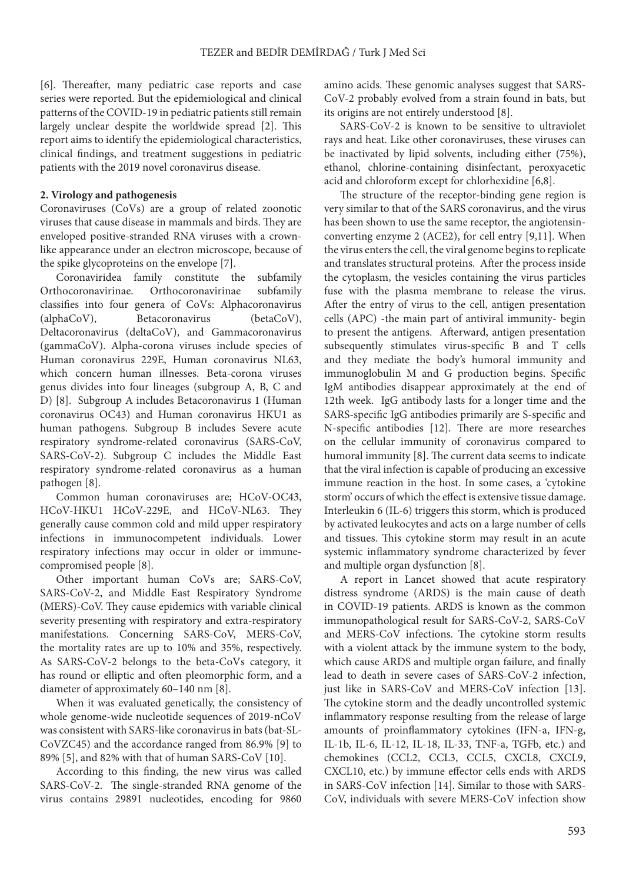[6]. Thereafter, many pediatric case reports and case series were reported. But the epidemiological and clinical patterns of the COVID-19 in pediatric patients still remain largely unclear despite the worldwide spread [2]. This report aims to identify the epidemiological characteristics, clinical findings, and treatment suggestions in pediatric patients with the 2019 novel coronavirus disease.

## 2. Virology and pathogenesis

Coronaviruses (CoVs) are a group of related zoonotic viruses that cause disease in mammals and birds. They are enveloped positive-stranded RNA viruses with a crown-like appearance under an electron microscope, because of the spike glycoproteins on the envelope [7].

Coronaviridea family constitute the subfamily Orthocoronavirinae. Orthocoronavirinae subfamily classifies into four genera of CoVs: Alphacoronavirus (alphaCoV), Betacoronavirus (betaCoV), Deltacoronavirus (deltaCoV), and Gammacoronavirus (gammaCoV). Alpha-corona viruses include species of Human coronavirus 229E, Human coronavirus NL63, which concern human illnesses. Beta-corona viruses genus divides into four lineages (subgroup A, B, C and D) [8]. Subgroup A includes Betacoronavirus 1 (Human coronavirus OC43) and Human coronavirus HKU1 as human pathogens. Subgroup B includes Severe acute respiratory syndrome-related coronavirus (SARS-CoV, SARS-CoV-2). Subgroup C includes the Middle East respiratory syndrome-related coronavirus as a human pathogen [8].

Common human coronaviruses are; HCoV-OC43, HCoV-HKU1 HCoV-229E, and HCoV-NL63. They generally cause common cold and mild upper respiratory infections in immunocompetent individuals. Lower respiratory infections may occur in older or immune-compromised people [8].

Other important human CoVs are; SARS-CoV, SARS-CoV-2, and Middle East Respiratory Syndrome (MERS)-CoV. They cause epidemics with variable clinical severity presenting with respiratory and extra-respiratory manifestations. Concerning SARS-CoV, MERS-CoV, the mortality rates are up to 10% and 35%, respectively. As SARS-CoV-2 belongs to the beta-CoVs category, it has round or elliptic and often pleomorphic form, and a diameter of approximately 60–140 nm [8].

When it was evaluated genetically, the consistency of whole genome-wide nucleotide sequences of 2019-nCoV was consistent with SARS-like coronavirus in bats (bat-SL-CoVZC45) and the accordance ranged from 86.9% [9] to 89% [5], and 82% with that of human SARS-CoV [10].

According to this finding, the new virus was called SARS-CoV-2. The single-stranded RNA genome of the virus contains 29891 nucleotides, encoding for 9860 amino acids. These genomic analyses suggest that SARS-CoV-2 probably evolved from a strain found in bats, but its origins are not entirely understood [8].

SARS-CoV-2 is known to be sensitive to ultraviolet rays and heat. Like other coronaviruses, these viruses can be inactivated by lipid solvents, including either (75%), ethanol, chlorine-containing disinfectant, peroxyacetic acid and chloroform except for chlorhexidine [6,8].

The structure of the receptor-binding gene region is very similar to that of the SARS coronavirus, and the virus has been shown to use the same receptor, the angiotensin-converting enzyme 2 (ACE2), for cell entry [9,11]. When the virus enters the cell, the viral genome begins to replicate and translates structural proteins. After the process inside the cytoplasm, the vesicles containing the virus particles fuse with the plasma membrane to release the virus. After the entry of virus to the cell, antigen presentation cells (APC) -the main part of antiviral immunity- begin to present the antigens. Afterward, antigen presentation subsequently stimulates virus-specific B and T cells and they mediate the body's humoral immunity and immunoglobulin M and G production begins. Specific IgM antibodies disappear approximately at the end of 12th week. IgG antibody lasts for a longer time and the SARS-specific IgG antibodies primarily are S-specific and N-specific antibodies [12]. There are more researches on the cellular immunity of coronavirus compared to humoral immunity [8]. The current data seems to indicate that the viral infection is capable of producing an excessive immune reaction in the host. In some cases, a 'cytokine storm' occurs of which the effect is extensive tissue damage. Interleukin 6 (IL-6) triggers this storm, which is produced by activated leukocytes and acts on a large number of cells and tissues. This cytokine storm may result in an acute systemic inflammatory syndrome characterized by fever and multiple organ dysfunction [8].

A report in Lancet showed that acute respiratory distress syndrome (ARDS) is the main cause of death in COVID-19 patients. ARDS is known as the common immunopathological result for SARS-CoV-2, SARS-CoV and MERS-CoV infections. The cytokine storm results with a violent attack by the immune system to the body, which cause ARDS and multiple organ failure, and finally lead to death in severe cases of SARS-CoV-2 infection, just like in SARS-CoV and MERS-CoV infection [13]. The cytokine storm and the deadly uncontrolled systemic inflammatory response resulting from the release of large amounts of proinflammatory cytokines (IFN-a, IFN-g, IL-1b, IL-6, IL-12, IL-18, IL-33, TNF-a, TGFb, etc.) and chemokines (CCL2, CCL3, CCL5, CXCL8, CXCL9, CXCL10, etc.) by immune effector cells ends with ARDS in SARS-CoV infection [14]. Similar to those with SARS-CoV, individuals with severe MERS-CoV infection show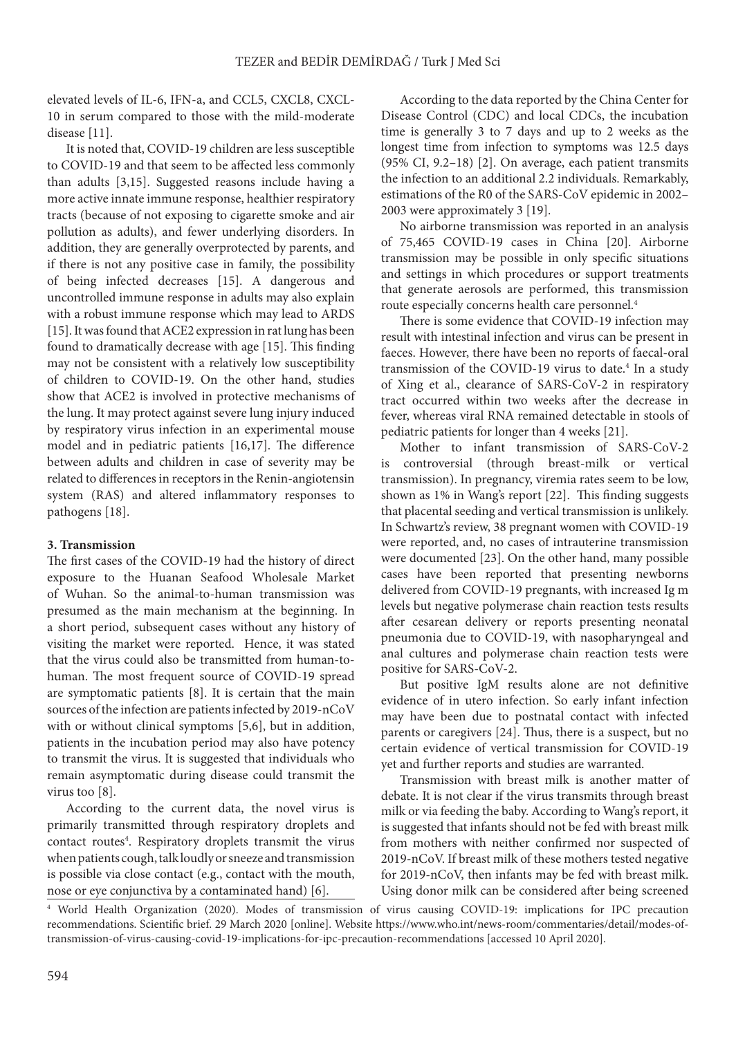elevated levels of IL-6, IFN-a, and CCL5, CXCL8, CXCL-10 in serum compared to those with the mild-moderate disease [11].

It is noted that, COVID-19 children are less susceptible to COVID-19 and that seem to be affected less commonly than adults [3,15]. Suggested reasons include having a more active innate immune response, healthier respiratory tracts (because of not exposing to cigarette smoke and air pollution as adults), and fewer underlying disorders. In addition, they are generally overprotected by parents, and if there is not any positive case in family, the possibility of being infected decreases [15]. A dangerous and uncontrolled immune response in adults may also explain with a robust immune response which may lead to ARDS [15]. It was found that ACE2 expression in rat lung has been found to dramatically decrease with age [15]. This finding may not be consistent with a relatively low susceptibility of children to COVID-19. On the other hand, studies show that ACE2 is involved in protective mechanisms of the lung. It may protect against severe lung injury induced by respiratory virus infection in an experimental mouse model and in pediatric patients [16,17]. The difference between adults and children in case of severity may be related to differences in receptors in the Renin-angiotensin system (RAS) and altered inflammatory responses to pathogens [18].

## 3. Transmission

The first cases of the COVID-19 had the history of direct exposure to the Huanan Seafood Wholesale Market of Wuhan. So the animal-to-human transmission was presumed as the main mechanism at the beginning. In a short period, subsequent cases without any history of visiting the market were reported. Hence, it was stated that the virus could also be transmitted from human-to-human. The most frequent source of COVID-19 spread are symptomatic patients [8]. It is certain that the main sources of the infection are patients infected by 2019-nCoV with or without clinical symptoms [5,6], but in addition, patients in the incubation period may also have potency to transmit the virus. It is suggested that individuals who remain asymptomatic during disease could transmit the virus too [8].

According to the current data, the novel virus is primarily transmitted through respiratory droplets and contact routes[4]. Respiratory droplets transmit the virus when patients cough, talk loudly or sneeze and transmission is possible via close contact (e.g., contact with the mouth, nose or eye conjunctiva by a contaminated hand) [6].

According to the data reported by the China Center for Disease Control (CDC) and local CDCs, the incubation time is generally 3 to 7 days and up to 2 weeks as the longest time from infection to symptoms was 12.5 days (95% CI, 9.2–18) [2]. On average, each patient transmits the infection to an additional 2.2 individuals. Remarkably, estimations of the R0 of the SARS-CoV epidemic in 2002–2003 were approximately 3 [19].

No airborne transmission was reported in an analysis of 75,465 COVID-19 cases in China [20]. Airborne transmission may be possible in only specific situations and settings in which procedures or support treatments that generate aerosols are performed, this transmission route especially concerns health care personnel.[4]

There is some evidence that COVID-19 infection may result with intestinal infection and virus can be present in faeces. However, there have been no reports of faecal-oral transmission of the COVID-19 virus to date.[4] In a study of Xing et al., clearance of SARS-CoV-2 in respiratory tract occurred within two weeks after the decrease in fever, whereas viral RNA remained detectable in stools of pediatric patients for longer than 4 weeks [21].

Mother to infant transmission of SARS-CoV-2 is controversial (through breast-milk or vertical transmission). In pregnancy, viremia rates seem to be low, shown as 1% in Wang's report [22]. This finding suggests that placental seeding and vertical transmission is unlikely. In Schwartz's review, 38 pregnant women with COVID-19 were reported, and, no cases of intrauterine transmission were documented [23]. On the other hand, many possible cases have been reported that presenting newborns delivered from COVID-19 pregnants, with increased Ig m levels but negative polymerase chain reaction tests results after cesarean delivery or reports presenting neonatal pneumonia due to COVID-19, with nasopharyngeal and anal cultures and polymerase chain reaction tests were positive for SARS-CoV-2.

But positive IgM results alone are not definitive evidence of in utero infection. So early infant infection may have been due to postnatal contact with infected parents or caregivers [24]. Thus, there is a suspect, but no certain evidence of vertical transmission for COVID-19 yet and further reports and studies are warranted.

Transmission with breast milk is another matter of debate. It is not clear if the virus transmits through breast milk or via feeding the baby. According to Wang's report, it is suggested that infants should not be fed with breast milk from mothers with neither confirmed nor suspected of 2019-nCoV. If breast milk of these mothers tested negative for 2019-nCoV, then infants may be fed with breast milk. Using donor milk can be considered after being screened

[4] World Health Organization (2020). Modes of transmission of virus causing COVID-19: implications for IPC precaution recommendations. Scientific brief. 29 March 2020 [online]. Website https://www.who.int/news-room/commentaries/detail/modes-of-transmission-of-virus-causing-covid-19-implications-for-ipc-precaution-recommendations [accessed 10 April 2020].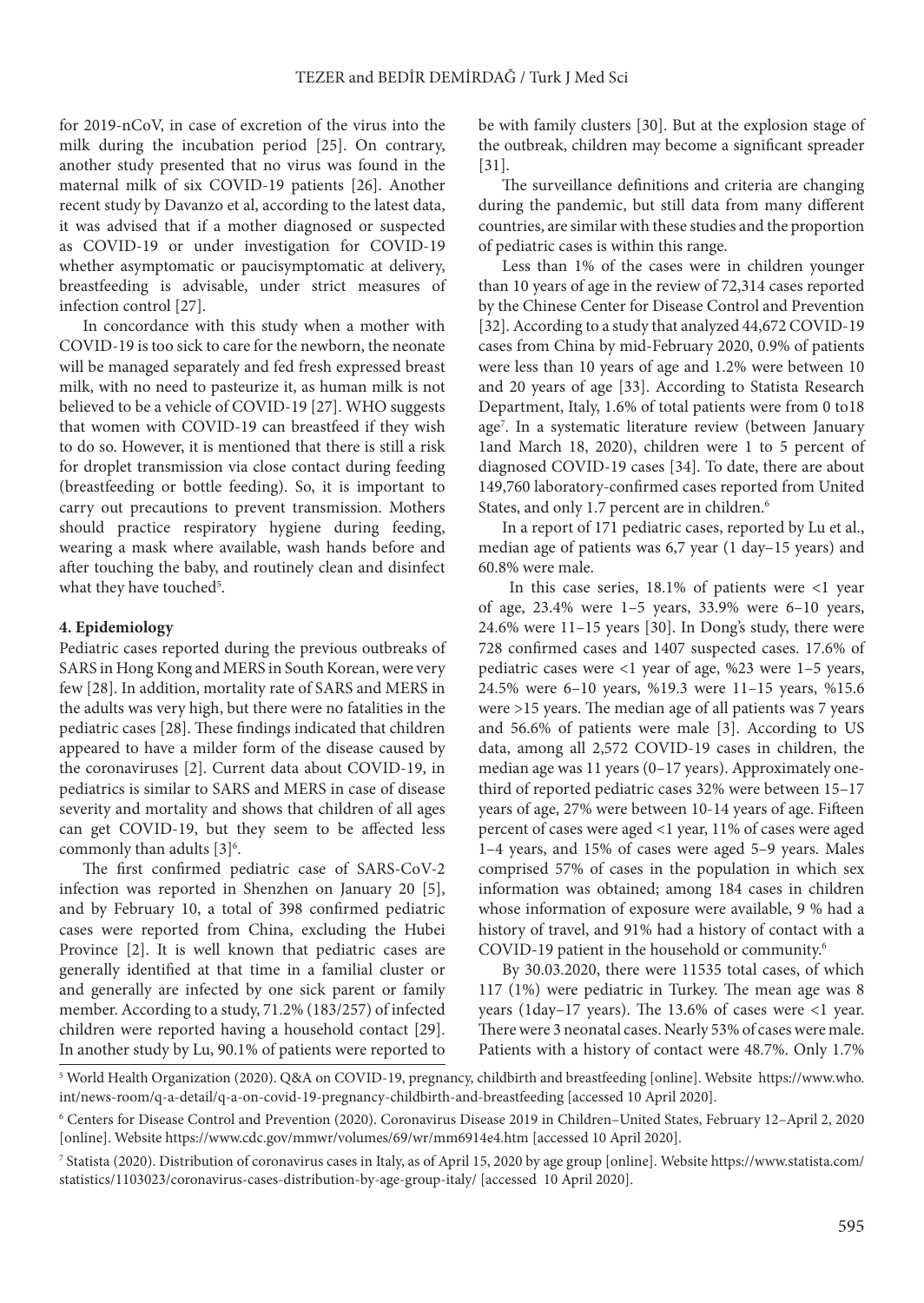for 2019-nCoV, in case of excretion of the virus into the milk during the incubation period [25]. On contrary, another study presented that no virus was found in the maternal milk of six COVID-19 patients [26]. Another recent study by Davanzo et al, according to the latest data, it was advised that if a mother diagnosed or suspected as COVID-19 or under investigation for COVID-19 whether asymptomatic or paucisymptomatic at delivery, breastfeeding is advisable, under strict measures of infection control [27].

In concordance with this study when a mother with COVID-19 is too sick to care for the newborn, the neonate will be managed separately and fed fresh expressed breast milk, with no need to pasteurize it, as human milk is not believed to be a vehicle of COVID-19 [27]. WHO suggests that women with COVID-19 can breastfeed if they wish to do so. However, it is mentioned that there is still a risk for droplet transmission via close contact during feeding (breastfeeding or bottle feeding). So, it is important to carry out precautions to prevent transmission. Mothers should practice respiratory hygiene during feeding, wearing a mask where available, wash hands before and after touching the baby, and routinely clean and disinfect what they have touched[5].

## 4. Epidemiology

Pediatric cases reported during the previous outbreaks of SARS in Hong Kong and MERS in South Korean, were very few [28]. In addition, mortality rate of SARS and MERS in the adults was very high, but there were no fatalities in the pediatric cases [28]. These findings indicated that children appeared to have a milder form of the disease caused by the coronaviruses [2]. Current data about COVID-19, in pediatrics is similar to SARS and MERS in case of disease severity and mortality and shows that children of all ages can get COVID-19, but they seem to be affected less commonly than adults [3][6].

The first confirmed pediatric case of SARS-CoV-2 infection was reported in Shenzhen on January 20 [5], and by February 10, a total of 398 confirmed pediatric cases were reported from China, excluding the Hubei Province [2]. It is well known that pediatric cases are generally identified at that time in a familial cluster or and generally are infected by one sick parent or family member. According to a study, 71.2% (183/257) of infected children were reported having a household contact [29]. In another study by Lu, 90.1% of patients were reported to be with family clusters [30]. But at the explosion stage of the outbreak, children may become a significant spreader [31].

The surveillance definitions and criteria are changing during the pandemic, but still data from many different countries, are similar with these studies and the proportion of pediatric cases is within this range.

Less than 1% of the cases were in children younger than 10 years of age in the review of 72,314 cases reported by the Chinese Center for Disease Control and Prevention [32]. According to a study that analyzed 44,672 COVID-19 cases from China by mid-February 2020, 0.9% of patients were less than 10 years of age and 1.2% were between 10 and 20 years of age [33]. According to Statista Research Department, Italy, 1.6% of total patients were from 0 to18 age[7]. In a systematic literature review (between January 1and March 18, 2020), children were 1 to 5 percent of diagnosed COVID-19 cases [34]. To date, there are about 149,760 laboratory-confirmed cases reported from United States, and only 1.7 percent are in children.[6]

In a report of 171 pediatric cases, reported by Lu et al., median age of patients was 6,7 year (1 day–15 years) and 60.8% were male.

In this case series, 18.1% of patients were <1 year of age, 23.4% were 1–5 years, 33.9% were 6–10 years, 24.6% were 11–15 years [30]. In Dong's study, there were 728 confirmed cases and 1407 suspected cases. 17.6% of pediatric cases were <1 year of age, %23 were 1–5 years, 24.5% were 6–10 years, %19.3 were 11–15 years, %15.6 were >15 years. The median age of all patients was 7 years and 56.6% of patients were male [3]. According to US data, among all 2,572 COVID-19 cases in children, the median age was 11 years (0–17 years). Approximately one-third of reported pediatric cases 32% were between 15–17 years of age, 27% were between 10-14 years of age. Fifteen percent of cases were aged <1 year, 11% of cases were aged 1–4 years, and 15% of cases were aged 5–9 years. Males comprised 57% of cases in the population in which sex information was obtained; among 184 cases in children whose information of exposure were available, 9 % had a history of travel, and 91% had a history of contact with a COVID-19 patient in the household or community.[6]

By 30.03.2020, there were 11535 total cases, of which 117 (1%) were pediatric in Turkey. The mean age was 8 years (1day–17 years). The 13.6% of cases were <1 year. There were 3 neonatal cases. Nearly 53% of cases were male. Patients with a history of contact were 48.7%. Only 1.7%

[5] World Health Organization (2020). Q&A on COVID-19, pregnancy, childbirth and breastfeeding [online]. Website https://www.who.int/news-room/q-a-detail/q-a-on-covid-19-pregnancy-childbirth-and-breastfeeding [accessed 10 April 2020].

[6] Centers for Disease Control and Prevention (2020). Coronavirus Disease 2019 in Children–United States, February 12–April 2, 2020 [online]. Website https://www.cdc.gov/mmwr/volumes/69/wr/mm6914e4.htm [accessed 10 April 2020].

[7] Statista (2020). Distribution of coronavirus cases in Italy, as of April 15, 2020 by age group [online]. Website https://www.statista.com/statistics/1103023/coronavirus-cases-distribution-by-age-group-italy/ [accessed 10 April 2020].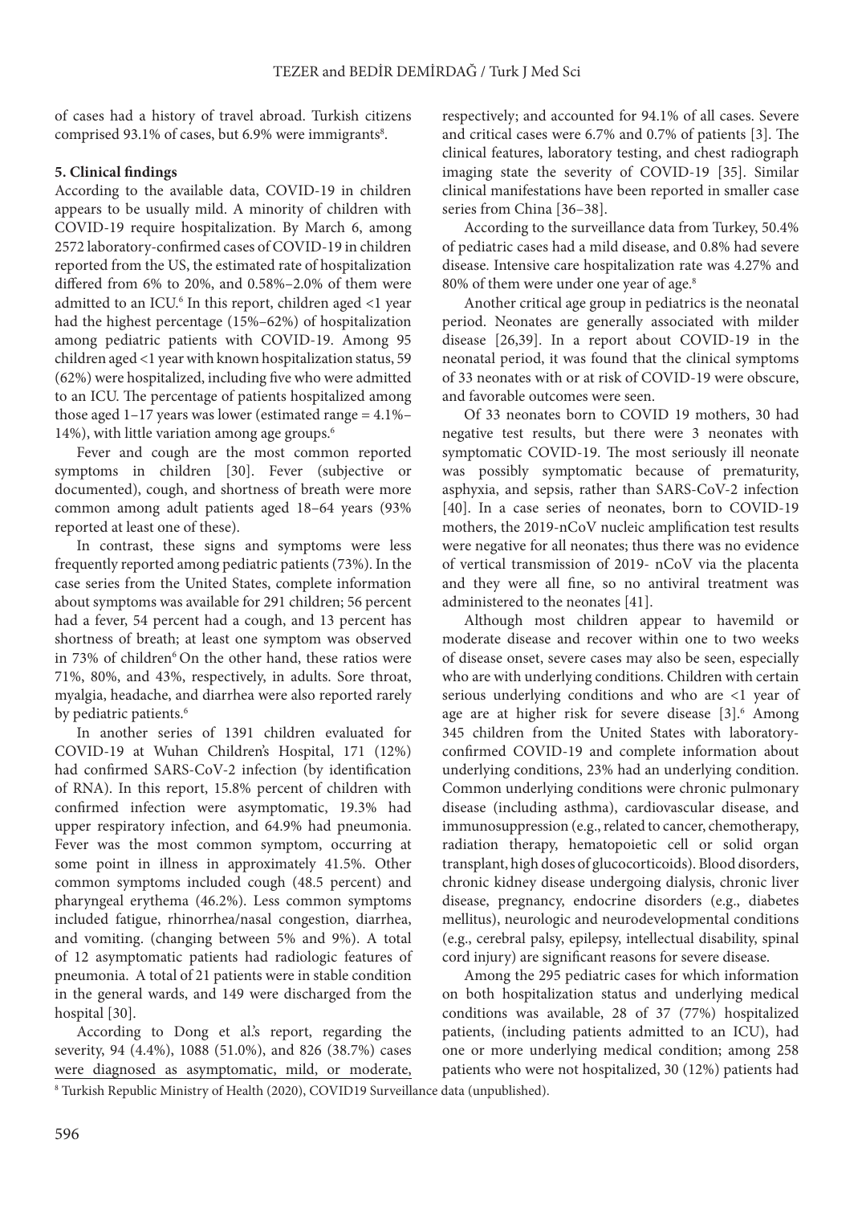of cases had a history of travel abroad. Turkish citizens comprised 93.1% of cases, but 6.9% were immigrants[8].

### 5. Clinical findings

According to the available data, COVID-19 in children appears to be usually mild. A minority of children with COVID-19 require hospitalization. By March 6, among 2572 laboratory-confirmed cases of COVID-19 in children reported from the US, the estimated rate of hospitalization differed from 6% to 20%, and 0.58%–2.0% of them were admitted to an ICU.[6] In this report, children aged <1 year had the highest percentage (15%–62%) of hospitalization among pediatric patients with COVID-19. Among 95 children aged <1 year with known hospitalization status, 59 (62%) were hospitalized, including five who were admitted to an ICU. The percentage of patients hospitalized among those aged 1–17 years was lower (estimated range = 4.1%–14%), with little variation among age groups.[6]

Fever and cough are the most common reported symptoms in children [30]. Fever (subjective or documented), cough, and shortness of breath were more common among adult patients aged 18–64 years (93% reported at least one of these).

In contrast, these signs and symptoms were less frequently reported among pediatric patients (73%). In the case series from the United States, complete information about symptoms was available for 291 children; 56 percent had a fever, 54 percent had a cough, and 13 percent has shortness of breath; at least one symptom was observed in 73% of children[6] On the other hand, these ratios were 71%, 80%, and 43%, respectively, in adults. Sore throat, myalgia, headache, and diarrhea were also reported rarely by pediatric patients.[6]

In another series of 1391 children evaluated for COVID-19 at Wuhan Children's Hospital, 171 (12%) had confirmed SARS-CoV-2 infection (by identification of RNA). In this report, 15.8% percent of children with confirmed infection were asymptomatic, 19.3% had upper respiratory infection, and 64.9% had pneumonia. Fever was the most common symptom, occurring at some point in illness in approximately 41.5%. Other common symptoms included cough (48.5 percent) and pharyngeal erythema (46.2%). Less common symptoms included fatigue, rhinorrhea/nasal congestion, diarrhea, and vomiting. (changing between 5% and 9%). A total of 12 asymptomatic patients had radiologic features of pneumonia. A total of 21 patients were in stable condition in the general wards, and 149 were discharged from the hospital [30].

According to Dong et al.'s report, regarding the severity, 94 (4.4%), 1088 (51.0%), and 826 (38.7%) cases were diagnosed as asymptomatic, mild, or moderate, respectively; and accounted for 94.1% of all cases. Severe and critical cases were 6.7% and 0.7% of patients [3]. The clinical features, laboratory testing, and chest radiograph imaging state the severity of COVID-19 [35]. Similar clinical manifestations have been reported in smaller case series from China [36–38].

According to the surveillance data from Turkey, 50.4% of pediatric cases had a mild disease, and 0.8% had severe disease. Intensive care hospitalization rate was 4.27% and 80% of them were under one year of age.[8]

Another critical age group in pediatrics is the neonatal period. Neonates are generally associated with milder disease [26,39]. In a report about COVID-19 in the neonatal period, it was found that the clinical symptoms of 33 neonates with or at risk of COVID-19 were obscure, and favorable outcomes were seen.

Of 33 neonates born to COVID 19 mothers, 30 had negative test results, but there were 3 neonates with symptomatic COVID-19. The most seriously ill neonate was possibly symptomatic because of prematurity, asphyxia, and sepsis, rather than SARS-CoV-2 infection [40]. In a case series of neonates, born to COVID-19 mothers, the 2019-nCoV nucleic amplification test results were negative for all neonates; thus there was no evidence of vertical transmission of 2019- nCoV via the placenta and they were all fine, so no antiviral treatment was administered to the neonates [41].

Although most children appear to havemild or moderate disease and recover within one to two weeks of disease onset, severe cases may also be seen, especially who are with underlying conditions. Children with certain serious underlying conditions and who are <1 year of age are at higher risk for severe disease [3].[6] Among 345 children from the United States with laboratory-confirmed COVID-19 and complete information about underlying conditions, 23% had an underlying condition. Common underlying conditions were chronic pulmonary disease (including asthma), cardiovascular disease, and immunosuppression (e.g., related to cancer, chemotherapy, radiation therapy, hematopoietic cell or solid organ transplant, high doses of glucocorticoids). Blood disorders, chronic kidney disease undergoing dialysis, chronic liver disease, pregnancy, endocrine disorders (e.g., diabetes mellitus), neurologic and neurodevelopmental conditions (e.g., cerebral palsy, epilepsy, intellectual disability, spinal cord injury) are significant reasons for severe disease.

Among the 295 pediatric cases for which information on both hospitalization status and underlying medical conditions was available, 28 of 37 (77%) hospitalized patients, (including patients admitted to an ICU), had one or more underlying medical condition; among 258 patients who were not hospitalized, 30 (12%) patients had

[8] Turkish Republic Ministry of Health (2020), COVID19 Surveillance data (unpublished).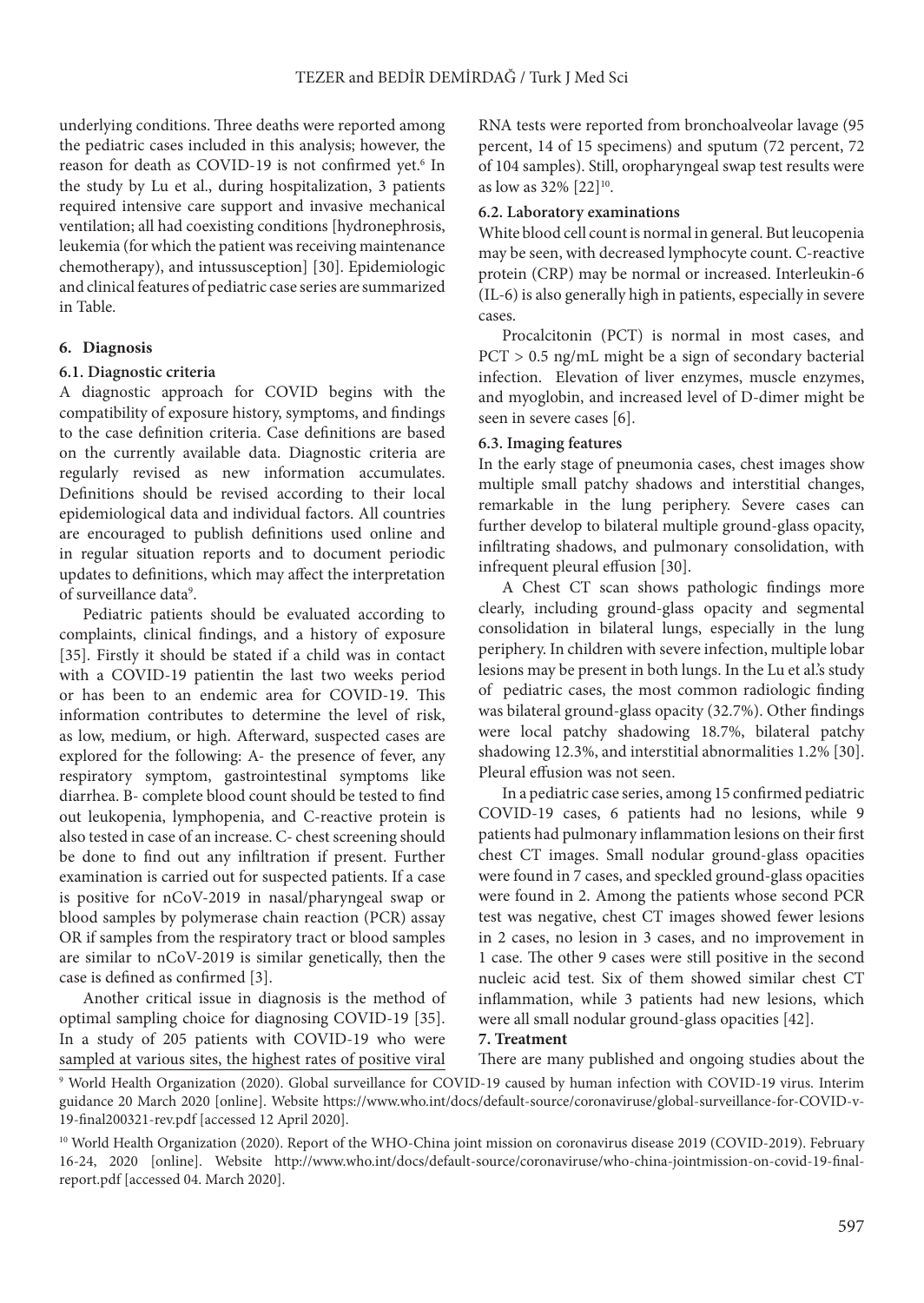underlying conditions. Three deaths were reported among the pediatric cases included in this analysis; however, the reason for death as COVID-19 is not confirmed yet.[6] In the study by Lu et al., during hospitalization, 3 patients required intensive care support and invasive mechanical ventilation; all had coexisting conditions [hydronephrosis, leukemia (for which the patient was receiving maintenance chemotherapy), and intussusception] [30]. Epidemiologic and clinical features of pediatric case series are summarized in Table.

## 6. Diagnosis

### 6.1. Diagnostic criteria

A diagnostic approach for COVID begins with the compatibility of exposure history, symptoms, and findings to the case definition criteria. Case definitions are based on the currently available data. Diagnostic criteria are regularly revised as new information accumulates. Definitions should be revised according to their local epidemiological data and individual factors. All countries are encouraged to publish definitions used online and in regular situation reports and to document periodic updates to definitions, which may affect the interpretation of surveillance data[9].

Pediatric patients should be evaluated according to complaints, clinical findings, and a history of exposure [35]. Firstly it should be stated if a child was in contact with a COVID-19 patientin the last two weeks period or has been to an endemic area for COVID-19. This information contributes to determine the level of risk, as low, medium, or high. Afterward, suspected cases are explored for the following: A- the presence of fever, any respiratory symptom, gastrointestinal symptoms like diarrhea. B- complete blood count should be tested to find out leukopenia, lymphopenia, and C-reactive protein is also tested in case of an increase. C- chest screening should be done to find out any infiltration if present. Further examination is carried out for suspected patients. If a case is positive for nCoV-2019 in nasal/pharyngeal swap or blood samples by polymerase chain reaction (PCR) assay OR if samples from the respiratory tract or blood samples are similar to nCoV-2019 is similar genetically, then the case is defined as confirmed [3].

Another critical issue in diagnosis is the method of optimal sampling choice for diagnosing COVID-19 [35]. In a study of 205 patients with COVID-19 who were sampled at various sites, the highest rates of positive viral RNA tests were reported from bronchoalveolar lavage (95 percent, 14 of 15 specimens) and sputum (72 percent, 72 of 104 samples). Still, oropharyngeal swap test results were as low as 32% [22][10].

### 6.2. Laboratory examinations

White blood cell count is normal in general. But leucopenia may be seen, with decreased lymphocyte count. C-reactive protein (CRP) may be normal or increased. Interleukin-6 (IL-6) is also generally high in patients, especially in severe cases.

Procalcitonin (PCT) is normal in most cases, and PCT > 0.5 ng/mL might be a sign of secondary bacterial infection. Elevation of liver enzymes, muscle enzymes, and myoglobin, and increased level of D-dimer might be seen in severe cases [6].

### 6.3. Imaging features

In the early stage of pneumonia cases, chest images show multiple small patchy shadows and interstitial changes, remarkable in the lung periphery. Severe cases can further develop to bilateral multiple ground-glass opacity, infiltrating shadows, and pulmonary consolidation, with infrequent pleural effusion [30].

A Chest CT scan shows pathologic findings more clearly, including ground-glass opacity and segmental consolidation in bilateral lungs, especially in the lung periphery. In children with severe infection, multiple lobar lesions may be present in both lungs. In the Lu et al.'s study of pediatric cases, the most common radiologic finding was bilateral ground-glass opacity (32.7%). Other findings were local patchy shadowing 18.7%, bilateral patchy shadowing 12.3%, and interstitial abnormalities 1.2% [30]. Pleural effusion was not seen.

In a pediatric case series, among 15 confirmed pediatric COVID-19 cases, 6 patients had no lesions, while 9 patients had pulmonary inflammation lesions on their first chest CT images. Small nodular ground-glass opacities were found in 7 cases, and speckled ground-glass opacities were found in 2. Among the patients whose second PCR test was negative, chest CT images showed fewer lesions in 2 cases, no lesion in 3 cases, and no improvement in 1 case. The other 9 cases were still positive in the second nucleic acid test. Six of them showed similar chest CT inflammation, while 3 patients had new lesions, which were all small nodular ground-glass opacities [42].

## 7. Treatment

There are many published and ongoing studies about the

[9] World Health Organization (2020). Global surveillance for COVID-19 caused by human infection with COVID-19 virus. Interim guidance 20 March 2020 [online]. Website https://www.who.int/docs/default-source/coronaviruse/global-surveillance-for-COVID-v-19-final200321-rev.pdf [accessed 12 April 2020].

[10] World Health Organization (2020). Report of the WHO-China joint mission on coronavirus disease 2019 (COVID-2019). February 16-24, 2020 [online]. Website http://www.who.int/docs/default-source/coronaviruse/who-china-jointmission-on-covid-19-final-report.pdf [accessed 04. March 2020].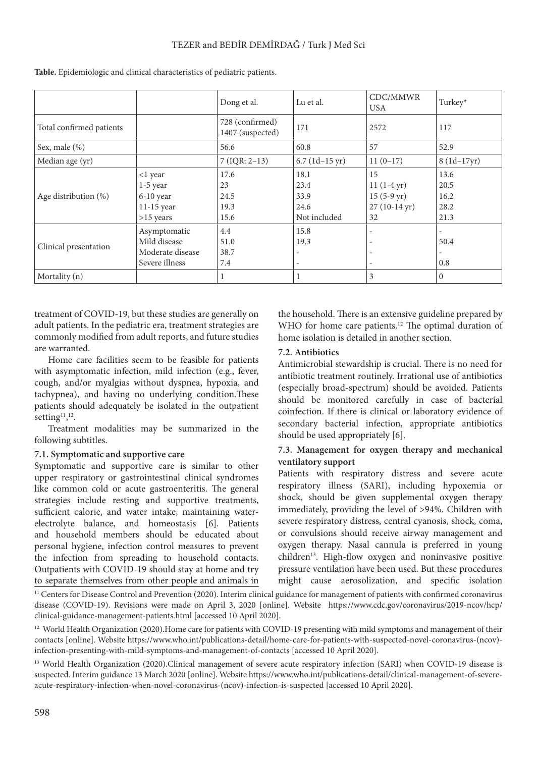**Table.** Epidemiologic and clinical characteristics of pediatric patients.

| | | Dong et al. | Lu et al. | CDC/MMWR USA | Turkey* |
|---|---|---|---|---|---|
| Total confirmed patients | | 728 (confirmed)<br>1407 (suspected) | 171 | 2572 | 117 |
| Sex, male (%) | | 56.6 | 60.8 | 57 | 52.9 |
| Median age (yr) | | 7 (IQR: 2–13) | 6.7 (1d–15 yr) | 11 (0–17) | 8 (1d–17yr) |
| Age distribution (%) | <1 year<br>1-5 year<br>6-10 year<br>11-15 year<br>>15 years | 17.6<br>23<br>24.5<br>19.3<br>15.6 | 18.1<br>23.4<br>33.9<br>24.6<br>Not included | 15<br>11 (1-4 yr)<br>15 (5-9 yr)<br>27 (10-14 yr)<br>32 | 13.6<br>20.5<br>16.2<br>28.2<br>21.3 |
| Clinical presentation | Asymptomatic<br>Mild disease<br>Moderate disease<br>Severe illness | 4.4<br>51.0<br>38.7<br>7.4 | 15.8<br>19.3<br>-<br>- | -<br>-<br>-<br>- | -<br>50.4<br>-<br>0.8 |
| Mortality (n) | | 1 | 1 | 3 | 0 |

treatment of COVID-19, but these studies are generally on adult patients. In the pediatric era, treatment strategies are commonly modified from adult reports, and future studies are warranted.

Home care facilities seem to be feasible for patients with asymptomatic infection, mild infection (e.g., fever, cough, and/or myalgias without dyspnea, hypoxia, and tachypnea), and having no underlying condition.These patients should adequately be isolated in the outpatient setting[11,12].

Treatment modalities may be summarized in the following subtitles.

### 7.1. Symptomatic and supportive care

Symptomatic and supportive care is similar to other upper respiratory or gastrointestinal clinical syndromes like common cold or acute gastroenteritis. The general strategies include resting and supportive treatments, sufficient calorie, and water intake, maintaining water-electrolyte balance, and homeostasis [6]. Patients and household members should be educated about personal hygiene, infection control measures to prevent the infection from spreading to household contacts. Outpatients with COVID-19 should stay at home and try to separate themselves from other people and animals in the household. There is an extensive guideline prepared by WHO for home care patients.[12] The optimal duration of home isolation is detailed in another section.

### 7.2. Antibiotics

Antimicrobial stewardship is crucial. There is no need for antibiotic treatment routinely. Irrational use of antibiotics (especially broad-spectrum) should be avoided. Patients should be monitored carefully in case of bacterial coinfection. If there is clinical or laboratory evidence of secondary bacterial infection, appropriate antibiotics should be used appropriately [6].

### 7.3. Management for oxygen therapy and mechanical ventilatory support

Patients with respiratory distress and severe acute respiratory illness (SARI), including hypoxemia or shock, should be given supplemental oxygen therapy immediately, providing the level of >94%. Children with severe respiratory distress, central cyanosis, shock, coma, or convulsions should receive airway management and oxygen therapy. Nasal cannula is preferred in young children[13]. High-flow oxygen and noninvasive positive pressure ventilation have been used. But these procedures might cause aerosolization, and specific isolation

[11] Centers for Disease Control and Prevention (2020). Interim clinical guidance for management of patients with confirmed coronavirus disease (COVID-19). Revisions were made on April 3, 2020 [online]. Website https://www.cdc.gov/coronavirus/2019-ncov/hcp/clinical-guidance-management-patients.html [accessed 10 April 2020].

[12] World Health Organization (2020).Home care for patients with COVID-19 presenting with mild symptoms and management of their contacts [online]. Website https://www.who.int/publications-detail/home-care-for-patients-with-suspected-novel-coronavirus-(ncov)-infection-presenting-with-mild-symptoms-and-management-of-contacts [accessed 10 April 2020].

[13] World Health Organization (2020).Clinical management of severe acute respiratory infection (SARI) when COVID-19 disease is suspected. Interim guidance 13 March 2020 [online]. Website https://www.who.int/publications-detail/clinical-management-of-severe-acute-respiratory-infection-when-novel-coronavirus-(ncov)-infection-is-suspected [accessed 10 April 2020].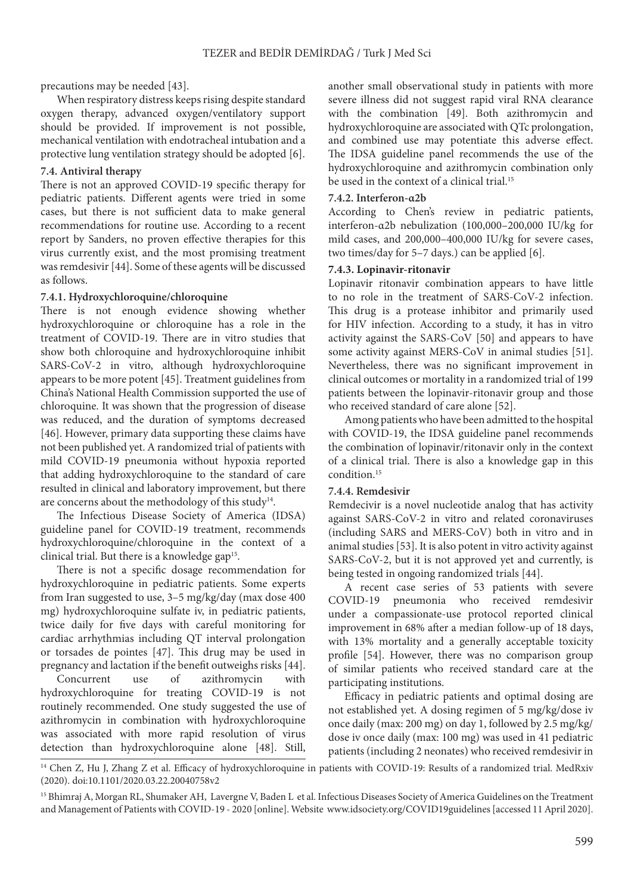precautions may be needed [43].

When respiratory distress keeps rising despite standard oxygen therapy, advanced oxygen/ventilatory support should be provided. If improvement is not possible, mechanical ventilation with endotracheal intubation and a protective lung ventilation strategy should be adopted [6].

### 7.4. Antiviral therapy

There is not an approved COVID-19 specific therapy for pediatric patients. Different agents were tried in some cases, but there is not sufficient data to make general recommendations for routine use. According to a recent report by Sanders, no proven effective therapies for this virus currently exist, and the most promising treatment was remdesivir [44]. Some of these agents will be discussed as follows.

#### 7.4.1. Hydroxychloroquine/chloroquine

There is not enough evidence showing whether hydroxychloroquine or chloroquine has a role in the treatment of COVID-19. There are in vitro studies that show both chloroquine and hydroxychloroquine inhibit SARS-CoV-2 in vitro, although hydroxychloroquine appears to be more potent [45]. Treatment guidelines from China's National Health Commission supported the use of chloroquine. It was shown that the progression of disease was reduced, and the duration of symptoms decreased [46]. However, primary data supporting these claims have not been published yet. A randomized trial of patients with mild COVID-19 pneumonia without hypoxia reported that adding hydroxychloroquine to the standard of care resulted in clinical and laboratory improvement, but there are concerns about the methodology of this study[14].

The Infectious Disease Society of America (IDSA) guideline panel for COVID-19 treatment, recommends hydroxychloroquine/chloroquine in the context of a clinical trial. But there is a knowledge gap[15].

There is not a specific dosage recommendation for hydroxychloroquine in pediatric patients. Some experts from Iran suggested to use, 3–5 mg/kg/day (max dose 400 mg) hydroxychloroquine sulfate iv, in pediatric patients, twice daily for five days with careful monitoring for cardiac arrhythmias including QT interval prolongation or torsades de pointes [47]. This drug may be used in pregnancy and lactation if the benefit outweighs risks [44].

Concurrent use of azithromycin with hydroxychloroquine for treating COVID-19 is not routinely recommended. One study suggested the use of azithromycin in combination with hydroxychloroquine was associated with more rapid resolution of virus detection than hydroxychloroquine alone [48]. Still, another small observational study in patients with more severe illness did not suggest rapid viral RNA clearance with the combination [49]. Both azithromycin and hydroxychloroquine are associated with QTc prolongation, and combined use may potentiate this adverse effect. The IDSA guideline panel recommends the use of the hydroxychloroquine and azithromycin combination only be used in the context of a clinical trial.[15]

#### 7.4.2. Interferon-α2b

According to Chen's review in pediatric patients, interferon-α2b nebulization (100,000–200,000 IU/kg for mild cases, and 200,000–400,000 IU/kg for severe cases, two times/day for 5–7 days.) can be applied [6].

#### 7.4.3. Lopinavir-ritonavir

Lopinavir ritonavir combination appears to have little to no role in the treatment of SARS-CoV-2 infection. This drug is a protease inhibitor and primarily used for HIV infection. According to a study, it has in vitro activity against the SARS-CoV [50] and appears to have some activity against MERS-CoV in animal studies [51]. Nevertheless, there was no significant improvement in clinical outcomes or mortality in a randomized trial of 199 patients between the lopinavir-ritonavir group and those who received standard of care alone [52].

Among patients who have been admitted to the hospital with COVID-19, the IDSA guideline panel recommends the combination of lopinavir/ritonavir only in the context of a clinical trial. There is also a knowledge gap in this condition.[15]

#### 7.4.4. Remdesivir

Remdecivir is a novel nucleotide analog that has activity against SARS-CoV-2 in vitro and related coronaviruses (including SARS and MERS-CoV) both in vitro and in animal studies [53]. It is also potent in vitro activity against SARS-CoV-2, but it is not approved yet and currently, is being tested in ongoing randomized trials [44].

A recent case series of 53 patients with severe COVID-19 pneumonia who received remdesivir under a compassionate-use protocol reported clinical improvement in 68% after a median follow-up of 18 days, with 13% mortality and a generally acceptable toxicity profile [54]. However, there was no comparison group of similar patients who received standard care at the participating institutions.

Efficacy in pediatric patients and optimal dosing are not established yet. A dosing regimen of 5 mg/kg/dose iv once daily (max: 200 mg) on day 1, followed by 2.5 mg/kg/dose iv once daily (max: 100 mg) was used in 41 pediatric patients (including 2 neonates) who received remdesivir in

---

[14] Chen Z, Hu J, Zhang Z et al. Efficacy of hydroxychloroquine in patients with COVID-19: Results of a randomized trial. MedRxiv (2020). doi:10.1101/2020.03.22.20040758v2

[15] Bhimraj A, Morgan RL, Shumaker AH, Lavergne V, Baden L et al. Infectious Diseases Society of America Guidelines on the Treatment and Management of Patients with COVID-19 - 2020 [online]. Website www.idsociety.org/COVID19guidelines [accessed 11 April 2020].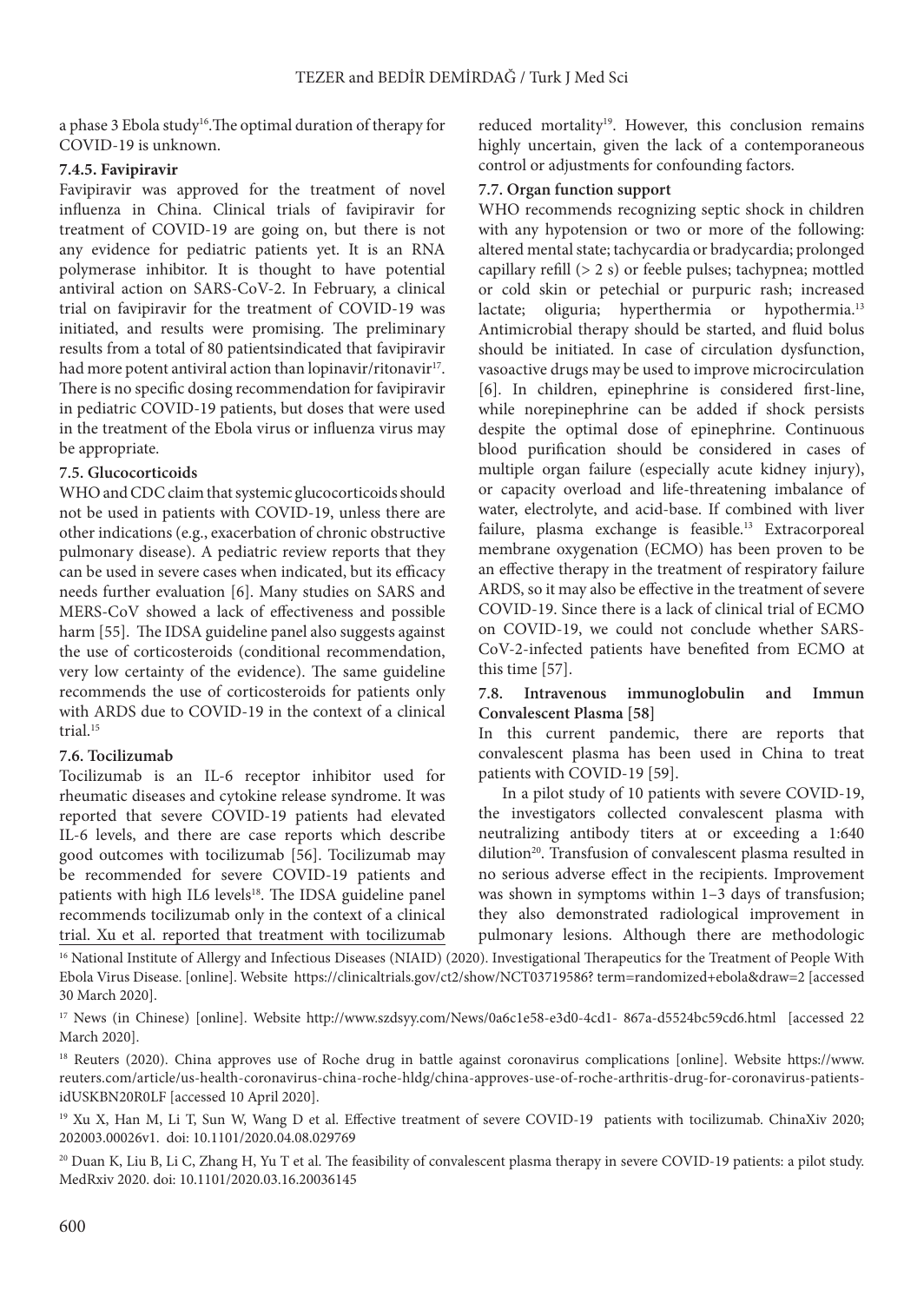a phase 3 Ebola study[16]. The optimal duration of therapy for COVID-19 is unknown.

#### 7.4.5. Favipiravir

Favipiravir was approved for the treatment of novel influenza in China. Clinical trials of favipiravir for treatment of COVID-19 are going on, but there is not any evidence for pediatric patients yet. It is an RNA polymerase inhibitor. It is thought to have potential antiviral action on SARS-CoV-2. In February, a clinical trial on favipiravir for the treatment of COVID-19 was initiated, and results were promising. The preliminary results from a total of 80 patientsindicated that favipiravir had more potent antiviral action than lopinavir/ritonavir[17]. There is no specific dosing recommendation for favipiravir in pediatric COVID-19 patients, but doses that were used in the treatment of the Ebola virus or influenza virus may be appropriate.

### 7.5. Glucocorticoids

WHO and CDC claim that systemic glucocorticoids should not be used in patients with COVID-19, unless there are other indications (e.g., exacerbation of chronic obstructive pulmonary disease). A pediatric review reports that they can be used in severe cases when indicated, but its efficacy needs further evaluation [6]. Many studies on SARS and MERS-CoV showed a lack of effectiveness and possible harm [55]. The IDSA guideline panel also suggests against the use of corticosteroids (conditional recommendation, very low certainty of the evidence). The same guideline recommends the use of corticosteroids for patients only with ARDS due to COVID-19 in the context of a clinical trial.[15]

### 7.6. Tocilizumab

Tocilizumab is an IL-6 receptor inhibitor used for rheumatic diseases and cytokine release syndrome. It was reported that severe COVID-19 patients had elevated IL-6 levels, and there are case reports which describe good outcomes with tocilizumab [56]. Tocilizumab may be recommended for severe COVID-19 patients and patients with high IL6 levels[18]. The IDSA guideline panel recommends tocilizumab only in the context of a clinical trial. Xu et al. reported that treatment with tocilizumab reduced mortality[19]. However, this conclusion remains highly uncertain, given the lack of a contemporaneous control or adjustments for confounding factors.

### 7.7. Organ function support

WHO recommends recognizing septic shock in children with any hypotension or two or more of the following: altered mental state; tachycardia or bradycardia; prolonged capillary refill (> 2 s) or feeble pulses; tachypnea; mottled or cold skin or petechial or purpuric rash; increased lactate; oliguria; hyperthermia or hypothermia.[13] Antimicrobial therapy should be started, and fluid bolus should be initiated. In case of circulation dysfunction, vasoactive drugs may be used to improve microcirculation [6]. In children, epinephrine is considered first-line, while norepinephrine can be added if shock persists despite the optimal dose of epinephrine. Continuous blood purification should be considered in cases of multiple organ failure (especially acute kidney injury), or capacity overload and life-threatening imbalance of water, electrolyte, and acid-base. If combined with liver failure, plasma exchange is feasible.[13] Extracorporeal membrane oxygenation (ECMO) has been proven to be an effective therapy in the treatment of respiratory failure ARDS, so it may also be effective in the treatment of severe COVID-19. Since there is a lack of clinical trial of ECMO on COVID-19, we could not conclude whether SARS-CoV-2-infected patients have benefited from ECMO at this time [57].

### 7.8. Intravenous immunoglobulin and Immun Convalescent Plasma [58]

In this current pandemic, there are reports that convalescent plasma has been used in China to treat patients with COVID-19 [59].

In a pilot study of 10 patients with severe COVID-19, the investigators collected convalescent plasma with neutralizing antibody titers at or exceeding a 1:640 dilution[20]. Transfusion of convalescent plasma resulted in no serious adverse effect in the recipients. Improvement was shown in symptoms within 1–3 days of transfusion; they also demonstrated radiological improvement in pulmonary lesions. Although there are methodologic

---

[16] National Institute of Allergy and Infectious Diseases (NIAID) (2020). Investigational Therapeutics for the Treatment of People With Ebola Virus Disease. [online]. Website https://clinicaltrials.gov/ct2/show/NCT03719586? term=randomized+ebola&draw=2 [accessed 30 March 2020].

[17] News (in Chinese) [online]. Website http://www.szdsyy.com/News/0a6c1e58-e3d0-4cd1- 867a-d5524bc59cd6.html [accessed 22 March 2020].

[18] Reuters (2020). China approves use of Roche drug in battle against coronavirus complications [online]. Website https://www.reuters.com/article/us-health-coronavirus-china-roche-hldg/china-approves-use-of-roche-arthritis-drug-for-coronavirus-patients-idUSKBN20R0LF [accessed 10 April 2020].

[19] Xu X, Han M, Li T, Sun W, Wang D et al. Effective treatment of severe COVID-19 patients with tocilizumab. ChinaXiv 2020; 202003.00026v1. doi: 10.1101/2020.04.08.029769

[20] Duan K, Liu B, Li C, Zhang H, Yu T et al. The feasibility of convalescent plasma therapy in severe COVID-19 patients: a pilot study. MedRxiv 2020. doi: 10.1101/2020.03.16.20036145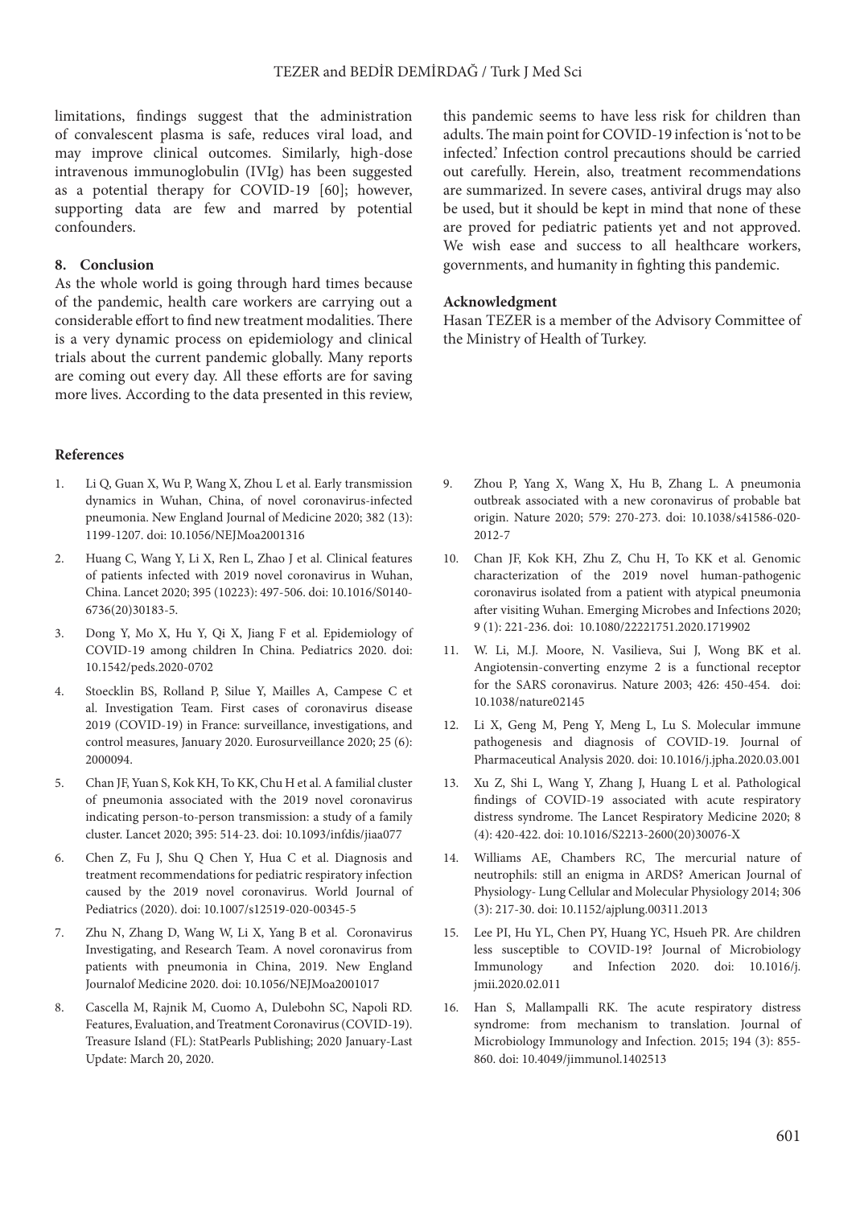limitations, findings suggest that the administration of convalescent plasma is safe, reduces viral load, and may improve clinical outcomes. Similarly, high-dose intravenous immunoglobulin (IVIg) has been suggested as a potential therapy for COVID-19 [60]; however, supporting data are few and marred by potential confounders.

## 8. Conclusion

As the whole world is going through hard times because of the pandemic, health care workers are carrying out a considerable effort to find new treatment modalities. There is a very dynamic process on epidemiology and clinical trials about the current pandemic globally. Many reports are coming out every day. All these efforts are for saving more lives. According to the data presented in this review, this pandemic seems to have less risk for children than adults. The main point for COVID-19 infection is 'not to be infected.' Infection control precautions should be carried out carefully. Herein, also, treatment recommendations are summarized. In severe cases, antiviral drugs may also be used, but it should be kept in mind that none of these are proved for pediatric patients yet and not approved. We wish ease and success to all healthcare workers, governments, and humanity in fighting this pandemic.

## Acknowledgment

Hasan TEZER is a member of the Advisory Committee of the Ministry of Health of Turkey.

## References

1. Li Q, Guan X, Wu P, Wang X, Zhou L et al. Early transmission dynamics in Wuhan, China, of novel coronavirus-infected pneumonia. New England Journal of Medicine 2020; 382 (13): 1199-1207. doi: 10.1056/NEJMoa2001316
2. Huang C, Wang Y, Li X, Ren L, Zhao J et al. Clinical features of patients infected with 2019 novel coronavirus in Wuhan, China. Lancet 2020; 395 (10223): 497-506. doi: 10.1016/S0140-6736(20)30183-5.
3. Dong Y, Mo X, Hu Y, Qi X, Jiang F et al. Epidemiology of COVID-19 among children In China. Pediatrics 2020. doi: 10.1542/peds.2020-0702
4. Stoecklin BS, Rolland P, Silue Y, Mailles A, Campese C et al. Investigation Team. First cases of coronavirus disease 2019 (COVID-19) in France: surveillance, investigations, and control measures, January 2020. Eurosurveillance 2020; 25 (6): 2000094.
5. Chan JF, Yuan S, Kok KH, To KK, Chu H et al. A familial cluster of pneumonia associated with the 2019 novel coronavirus indicating person-to-person transmission: a study of a family cluster. Lancet 2020; 395: 514-23. doi: 10.1093/infdis/jiaa077
6. Chen Z, Fu J, Shu Q Chen Y, Hua C et al. Diagnosis and treatment recommendations for pediatric respiratory infection caused by the 2019 novel coronavirus. World Journal of Pediatrics (2020). doi: 10.1007/s12519-020-00345-5
7. Zhu N, Zhang D, Wang W, Li X, Yang B et al. Coronavirus Investigating, and Research Team. A novel coronavirus from patients with pneumonia in China, 2019. New England Journalof Medicine 2020. doi: 10.1056/NEJMoa2001017
8. Cascella M, Rajnik M, Cuomo A, Dulebohn SC, Napoli RD. Features, Evaluation, and Treatment Coronavirus (COVID-19). Treasure Island (FL): StatPearls Publishing; 2020 January-Last Update: March 20, 2020.
9. Zhou P, Yang X, Wang X, Hu B, Zhang L. A pneumonia outbreak associated with a new coronavirus of probable bat origin. Nature 2020; 579: 270-273. doi: 10.1038/s41586-020-2012-7
10. Chan JF, Kok KH, Zhu Z, Chu H, To KK et al. Genomic characterization of the 2019 novel human-pathogenic coronavirus isolated from a patient with atypical pneumonia after visiting Wuhan. Emerging Microbes and Infections 2020; 9 (1): 221-236. doi: 10.1080/22221751.2020.1719902
11. W. Li, M.J. Moore, N. Vasilieva, Sui J, Wong BK et al. Angiotensin-converting enzyme 2 is a functional receptor for the SARS coronavirus. Nature 2003; 426: 450-454. doi: 10.1038/nature02145
12. Li X, Geng M, Peng Y, Meng L, Lu S. Molecular immune pathogenesis and diagnosis of COVID-19. Journal of Pharmaceutical Analysis 2020. doi: 10.1016/j.jpha.2020.03.001
13. Xu Z, Shi L, Wang Y, Zhang J, Huang L et al. Pathological findings of COVID-19 associated with acute respiratory distress syndrome. The Lancet Respiratory Medicine 2020; 8 (4): 420-422. doi: 10.1016/S2213-2600(20)30076-X
14. Williams AE, Chambers RC, The mercurial nature of neutrophils: still an enigma in ARDS? American Journal of Physiology- Lung Cellular and Molecular Physiology 2014; 306 (3): 217-30. doi: 10.1152/ajplung.00311.2013
15. Lee PI, Hu YL, Chen PY, Huang YC, Hsueh PR. Are children less susceptible to COVID-19? Journal of Microbiology Immunology and Infection 2020. doi: 10.1016/j.jmii.2020.02.011
16. Han S, Mallampalli RK. The acute respiratory distress syndrome: from mechanism to translation. Journal of Microbiology Immunology and Infection. 2015; 194 (3): 855-860. doi: 10.4049/jimmunol.1402513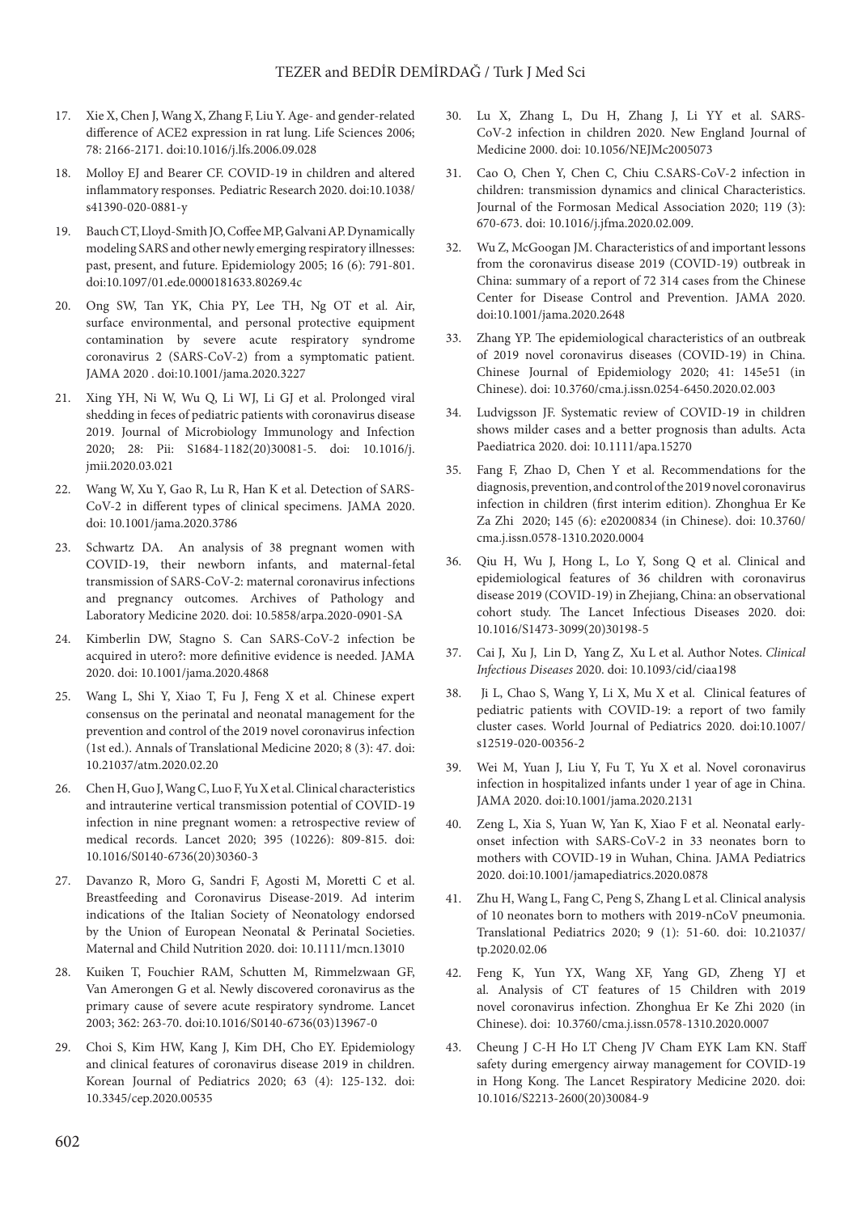17. Xie X, Chen J, Wang X, Zhang F, Liu Y. Age- and gender-related difference of ACE2 expression in rat lung. Life Sciences 2006; 78: 2166-2171. doi:10.1016/j.lfs.2006.09.028

18. Molloy EJ and Bearer CF. COVID-19 in children and altered inflammatory responses. Pediatric Research 2020. doi:10.1038/s41390-020-0881-y

19. Bauch CT, Lloyd-Smith JO, Coffee MP, Galvani AP. Dynamically modeling SARS and other newly emerging respiratory illnesses: past, present, and future. Epidemiology 2005; 16 (6): 791-801. doi:10.1097/01.ede.0000181633.80269.4c

20. Ong SW, Tan YK, Chia PY, Lee TH, Ng OT et al. Air, surface environmental, and personal protective equipment contamination by severe acute respiratory syndrome coronavirus 2 (SARS-CoV-2) from a symptomatic patient. JAMA 2020 . doi:10.1001/jama.2020.3227

21. Xing YH, Ni W, Wu Q, Li WJ, Li GJ et al. Prolonged viral shedding in feces of pediatric patients with coronavirus disease 2019. Journal of Microbiology Immunology and Infection 2020; 28: Pii: S1684-1182(20)30081-5. doi: 10.1016/j.jmii.2020.03.021

22. Wang W, Xu Y, Gao R, Lu R, Han K et al. Detection of SARS-CoV-2 in different types of clinical specimens. JAMA 2020. doi: 10.1001/jama.2020.3786

23. Schwartz DA. An analysis of 38 pregnant women with COVID-19, their newborn infants, and maternal-fetal transmission of SARS-CoV-2: maternal coronavirus infections and pregnancy outcomes. Archives of Pathology and Laboratory Medicine 2020. doi: 10.5858/arpa.2020-0901-SA

24. Kimberlin DW, Stagno S. Can SARS-CoV-2 infection be acquired in utero?: more definitive evidence is needed. JAMA 2020. doi: 10.1001/jama.2020.4868

25. Wang L, Shi Y, Xiao T, Fu J, Feng X et al. Chinese expert consensus on the perinatal and neonatal management for the prevention and control of the 2019 novel coronavirus infection (1st ed.). Annals of Translational Medicine 2020; 8 (3): 47. doi: 10.21037/atm.2020.02.20

26. Chen H, Guo J, Wang C, Luo F, Yu X et al. Clinical characteristics and intrauterine vertical transmission potential of COVID-19 infection in nine pregnant women: a retrospective review of medical records. Lancet 2020; 395 (10226): 809-815. doi: 10.1016/S0140-6736(20)30360-3

27. Davanzo R, Moro G, Sandri F, Agosti M, Moretti C et al. Breastfeeding and Coronavirus Disease-2019. Ad interim indications of the Italian Society of Neonatology endorsed by the Union of European Neonatal & Perinatal Societies. Maternal and Child Nutrition 2020. doi: 10.1111/mcn.13010

28. Kuiken T, Fouchier RAM, Schutten M, Rimmelzwaan GF, Van Amerongen G et al. Newly discovered coronavirus as the primary cause of severe acute respiratory syndrome. Lancet 2003; 362: 263-70. doi:10.1016/S0140-6736(03)13967-0

29. Choi S, Kim HW, Kang J, Kim DH, Cho EY. Epidemiology and clinical features of coronavirus disease 2019 in children. Korean Journal of Pediatrics 2020; 63 (4): 125-132. doi: 10.3345/cep.2020.00535

30. Lu X, Zhang L, Du H, Zhang J, Li YY et al. SARS-CoV-2 infection in children 2020. New England Journal of Medicine 2000. doi: 10.1056/NEJMc2005073

31. Cao O, Chen Y, Chen C, Chiu C.SARS-CoV-2 infection in children: transmission dynamics and clinical Characteristics. Journal of the Formosan Medical Association 2020; 119 (3): 670-673. doi: 10.1016/j.jfma.2020.02.009.

32. Wu Z, McGoogan JM. Characteristics of and important lessons from the coronavirus disease 2019 (COVID-19) outbreak in China: summary of a report of 72 314 cases from the Chinese Center for Disease Control and Prevention. JAMA 2020. doi:10.1001/jama.2020.2648

33. Zhang YP. The epidemiological characteristics of an outbreak of 2019 novel coronavirus diseases (COVID-19) in China. Chinese Journal of Epidemiology 2020; 41: 145e51 (in Chinese). doi: 10.3760/cma.j.issn.0254-6450.2020.02.003

34. Ludvigsson JF. Systematic review of COVID-19 in children shows milder cases and a better prognosis than adults. Acta Paediatrica 2020. doi: 10.1111/apa.15270

35. Fang F, Zhao D, Chen Y et al. Recommendations for the diagnosis, prevention, and control of the 2019 novel coronavirus infection in children (first interim edition). Zhonghua Er Ke Za Zhi 2020; 145 (6): e20200834 (in Chinese). doi: 10.3760/cma.j.issn.0578-1310.2020.0004

36. Qiu H, Wu J, Hong L, Lo Y, Song Q et al. Clinical and epidemiological features of 36 children with coronavirus disease 2019 (COVID-19) in Zhejiang, China: an observational cohort study. The Lancet Infectious Diseases 2020. doi: 10.1016/S1473-3099(20)30198-5

37. Cai J, Xu J, Lin D, Yang Z, Xu L et al. Author Notes. *Clinical Infectious Diseases* 2020. doi: 10.1093/cid/ciaa198

38. Ji L, Chao S, Wang Y, Li X, Mu X et al. Clinical features of pediatric patients with COVID-19: a report of two family cluster cases. World Journal of Pediatrics 2020. doi:10.1007/s12519-020-00356-2

39. Wei M, Yuan J, Liu Y, Fu T, Yu X et al. Novel coronavirus infection in hospitalized infants under 1 year of age in China. JAMA 2020. doi:10.1001/jama.2020.2131

40. Zeng L, Xia S, Yuan W, Yan K, Xiao F et al. Neonatal early-onset infection with SARS-CoV-2 in 33 neonates born to mothers with COVID-19 in Wuhan, China. JAMA Pediatrics 2020. doi:10.1001/jamapediatrics.2020.0878

41. Zhu H, Wang L, Fang C, Peng S, Zhang L et al. Clinical analysis of 10 neonates born to mothers with 2019-nCoV pneumonia. Translational Pediatrics 2020; 9 (1): 51-60. doi: 10.21037/tp.2020.02.06

42. Feng K, Yun YX, Wang XF, Yang GD, Zheng YJ et al. Analysis of CT features of 15 Children with 2019 novel coronavirus infection. Zhonghua Er Ke Zhi 2020 (in Chinese). doi: 10.3760/cma.j.issn.0578-1310.2020.0007

43. Cheung J C-H Ho LT Cheng JV Cham EYK Lam KN. Staff safety during emergency airway management for COVID-19 in Hong Kong. The Lancet Respiratory Medicine 2020. doi: 10.1016/S2213-2600(20)30084-9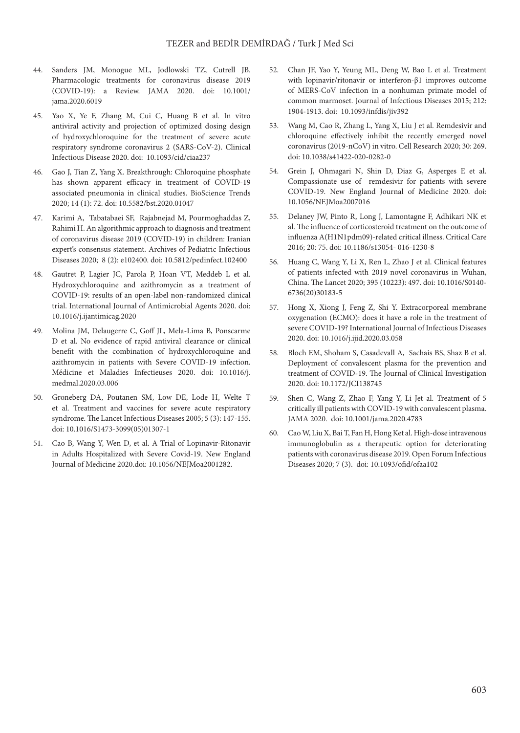44. Sanders JM, Monogue ML, Jodlowski TZ, Cutrell JB. Pharmacologic treatments for coronavirus disease 2019 (COVID-19): a Review. JAMA 2020. doi: 10.1001/jama.2020.6019

45. Yao X, Ye F, Zhang M, Cui C, Huang B et al. In vitro antiviral activity and projection of optimized dosing design of hydroxychloroquine for the treatment of severe acute respiratory syndrome coronavirus 2 (SARS-CoV-2). Clinical Infectious Disease 2020. doi: 10.1093/cid/ciaa237

46. Gao J, Tian Z, Yang X. Breakthrough: Chloroquine phosphate has shown apparent efficacy in treatment of COVID-19 associated pneumonia in clinical studies. BioScience Trends 2020; 14 (1): 72. doi: 10.5582/bst.2020.01047

47. Karimi A, Tabatabaei SF, Rajabnejad M, Pourmoghaddas Z, Rahimi H. An algorithmic approach to diagnosis and treatment of coronavirus disease 2019 (COVID-19) in children: Iranian expert's consensus statement. Archives of Pediatric Infectious Diseases 2020; 8 (2): e102400. doi: 10.5812/pedinfect.102400

48. Gautret P, Lagier JC, Parola P, Hoan VT, Meddeb L et al. Hydroxychloroquine and azithromycin as a treatment of COVID-19: results of an open-label non-randomized clinical trial. International Journal of Antimicrobial Agents 2020. doi: 10.1016/j.ijantimicag.2020

49. Molina JM, Delaugerre C, Goff JL, Mela-Lima B, Ponscarme D et al. No evidence of rapid antiviral clearance or clinical benefit with the combination of hydroxychloroquine and azithromycin in patients with Severe COVID-19 infection. Médicine et Maladies Infectieuses 2020. doi: 10.1016/j.medmal.2020.03.006

50. Groneberg DA, Poutanen SM, Low DE, Lode H, Welte T et al. Treatment and vaccines for severe acute respiratory syndrome. The Lancet Infectious Diseases 2005; 5 (3): 147-155. doi: 10.1016/S1473-3099(05)01307-1

51. Cao B, Wang Y, Wen D, et al. A Trial of Lopinavir-Ritonavir in Adults Hospitalized with Severe Covid-19. New England Journal of Medicine 2020.doi: 10.1056/NEJMoa2001282.

52. Chan JF, Yao Y, Yeung ML, Deng W, Bao L et al. Treatment with lopinavir/ritonavir or interferon-β1 improves outcome of MERS-CoV infection in a nonhuman primate model of common marmoset. Journal of Infectious Diseases 2015; 212: 1904-1913. doi: 10.1093/infdis/jiv392

53. Wang M, Cao R, Zhang L, Yang X, Liu J et al. Remdesivir and chloroquine effectively inhibit the recently emerged novel coronavirus (2019-nCoV) in vitro. Cell Research 2020; 30: 269. doi: 10.1038/s41422-020-0282-0

54. Grein J, Ohmagari N, Shin D, Diaz G, Asperges E et al. Compassionate use of remdesivir for patients with severe COVID-19. New England Journal of Medicine 2020. doi: 10.1056/NEJMoa2007016

55. Delaney JW, Pinto R, Long J, Lamontagne F, Adhikari NK et al. The influence of corticosteroid treatment on the outcome of influenza A(H1N1pdm09)-related critical illness. Critical Care 2016; 20: 75. doi: 10.1186/s13054- 016-1230-8

56. Huang C, Wang Y, Li X, Ren L, Zhao J et al. Clinical features of patients infected with 2019 novel coronavirus in Wuhan, China. The Lancet 2020; 395 (10223): 497. doi: 10.1016/S0140-6736(20)30183-5

57. Hong X, Xiong J, Feng Z, Shi Y. Extracorporeal membrane oxygenation (ECMO): does it have a role in the treatment of severe COVID-19? International Journal of Infectious Diseases 2020. doi: 10.1016/j.ijid.2020.03.058

58. Bloch EM, Shoham S, Casadevall A, Sachais BS, Shaz B et al. Deployment of convalescent plasma for the prevention and treatment of COVID-19. The Journal of Clinical Investigation 2020. doi: 10.1172/JCI138745

59. Shen C, Wang Z, Zhao F, Yang Y, Li Jet al. Treatment of 5 critically ill patients with COVID-19 with convalescent plasma. JAMA 2020. doi: 10.1001/jama.2020.4783

60. Cao W, Liu X, Bai T, Fan H, Hong Ket al. High-dose intravenous immunoglobulin as a therapeutic option for deteriorating patients with coronavirus disease 2019. Open Forum Infectious Diseases 2020; 7 (3). doi: 10.1093/ofid/ofaa102